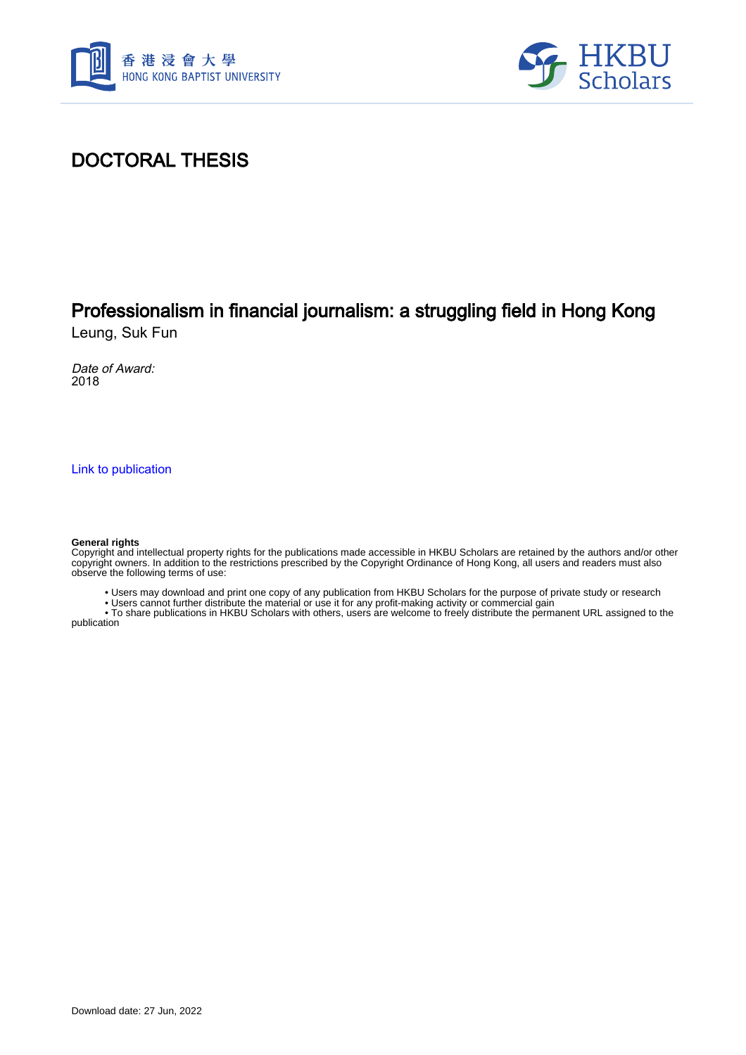# DOCTORAL THESIS

## Professionalism in financial journalism: a struggling field in Hong Kong

Leung, Suk Fun

*Date of Award:*
2018

[Link to publication](#)

**General rights**
Copyright and intellectual property rights for the publications made accessible in HKBU Scholars are retained by the authors and/or other copyright owners. In addition to the restrictions prescribed by the Copyright Ordinance of Hong Kong, all users and readers must also observe the following terms of use:

- Users may download and print one copy of any publication from HKBU Scholars for the purpose of private study or research
- Users cannot further distribute the material or use it for any profit-making activity or commercial gain
- To share publications in HKBU Scholars with others, users are welcome to freely distribute the permanent URL assigned to the publication

Download date: 27 Jun, 2022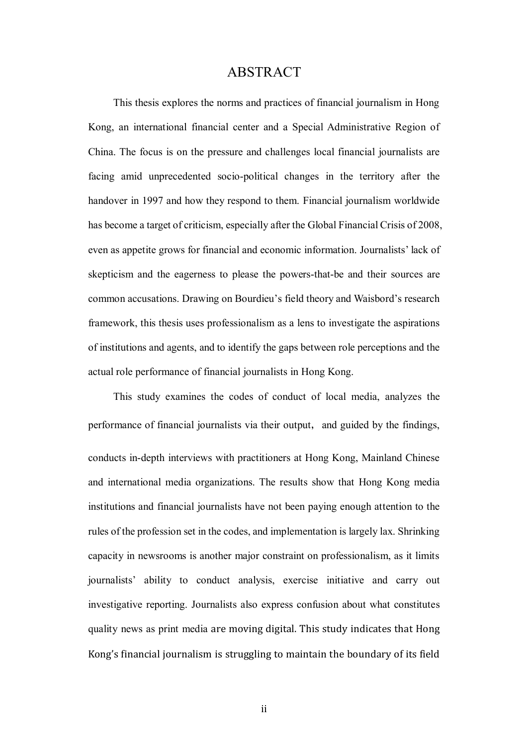# ABSTRACT

This thesis explores the norms and practices of financial journalism in Hong Kong, an international financial center and a Special Administrative Region of China. The focus is on the pressure and challenges local financial journalists are facing amid unprecedented socio-political changes in the territory after the handover in 1997 and how they respond to them. Financial journalism worldwide has become a target of criticism, especially after the Global Financial Crisis of 2008, even as appetite grows for financial and economic information. Journalists' lack of skepticism and the eagerness to please the powers-that-be and their sources are common accusations. Drawing on Bourdieu's field theory and Waisbord's research framework, this thesis uses professionalism as a lens to investigate the aspirations of institutions and agents, and to identify the gaps between role perceptions and the actual role performance of financial journalists in Hong Kong.

This study examines the codes of conduct of local media, analyzes the performance of financial journalists via their output， and guided by the findings, conducts in-depth interviews with practitioners at Hong Kong, Mainland Chinese and international media organizations. The results show that Hong Kong media institutions and financial journalists have not been paying enough attention to the rules of the profession set in the codes, and implementation is largely lax. Shrinking capacity in newsrooms is another major constraint on professionalism, as it limits journalists' ability to conduct analysis, exercise initiative and carry out investigative reporting. Journalists also express confusion about what constitutes quality news as print media are moving digital. This study indicates that Hong Kong's financial journalism is struggling to maintain the boundary of its field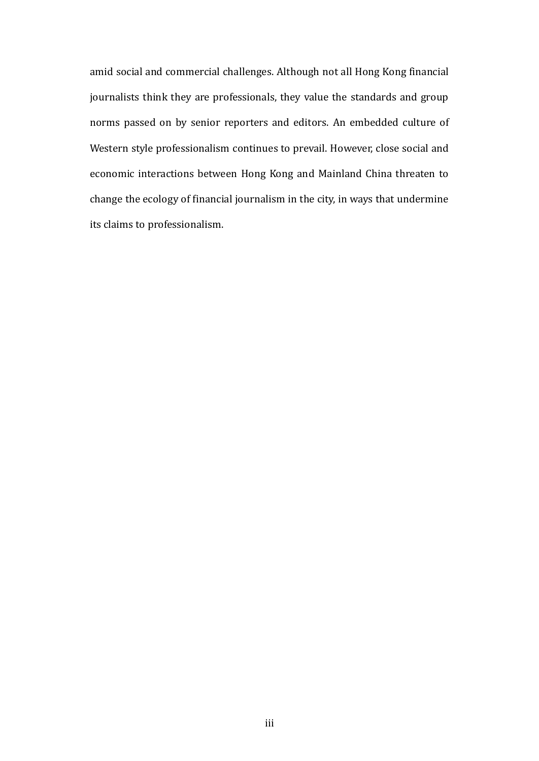amid social and commercial challenges. Although not all Hong Kong financial journalists think they are professionals, they value the standards and group norms passed on by senior reporters and editors. An embedded culture of Western style professionalism continues to prevail. However, close social and economic interactions between Hong Kong and Mainland China threaten to change the ecology of financial journalism in the city, in ways that undermine its claims to professionalism.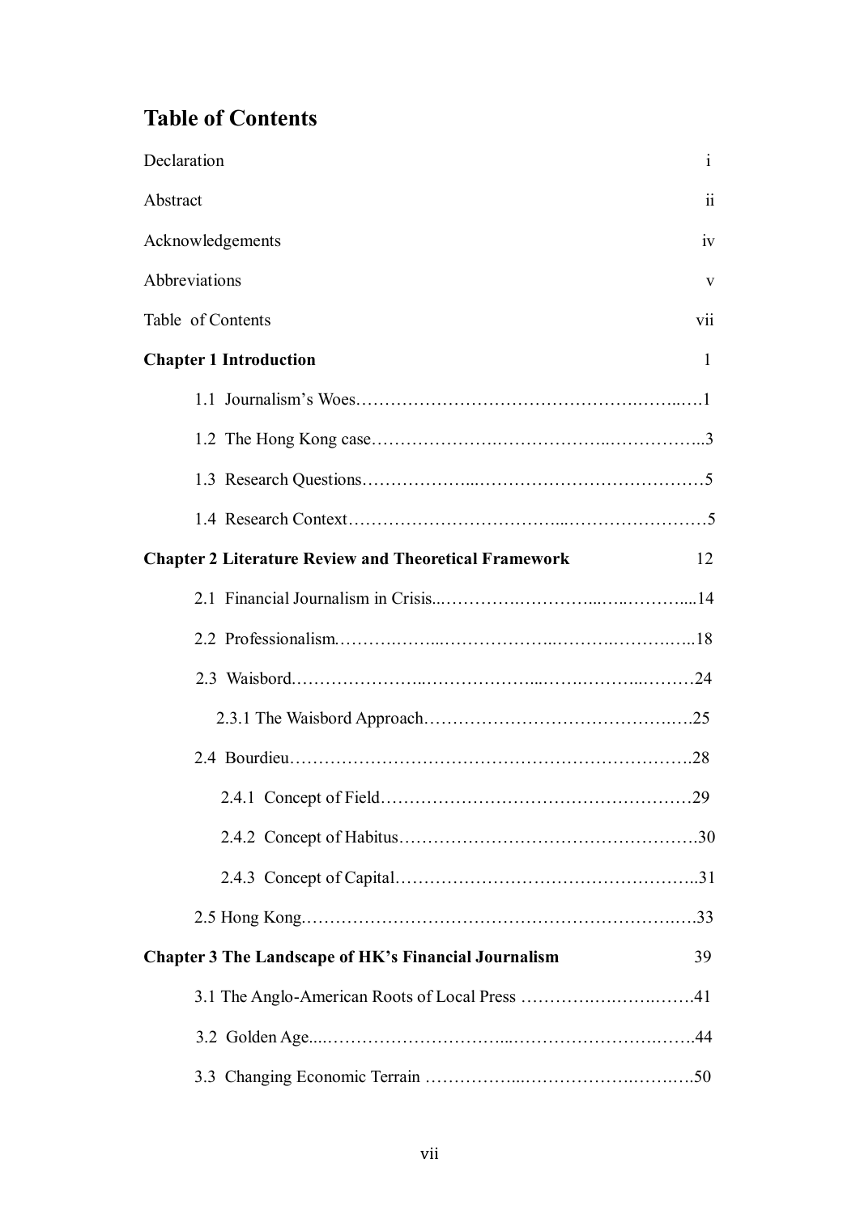# Table of Contents

Declaration i

Abstract ii

Acknowledgements iv

Abbreviations v

Table of Contents vii

**Chapter 1 Introduction** 1

- 1.1 Journalism's Woes……………………………………………..……..….1
- 1.2 The Hong Kong case…………………..………………..……………..3
- 1.3 Research Questions………………...…………………………………5
- 1.4 Research Context……………………………...……………………5

**Chapter 2 Literature Review and Theoretical Framework** 12

- 2.1 Financial Journalism in Crisis...…………..…………...…..………....14
- 2.2 Professionalism.……….……...………………..……….………..…..18
- 2.3 Waisbord.…………………..………………...…….………..………24
  - 2.3.1 The Waisbord Approach……………………………………..….25
- 2.4 Bourdieu…………………………………………………………..28
  - 2.4.1 Concept of Field………………………………………………29
  - 2.4.2 Concept of Habitus……………………………………………30
  - 2.4.3 Concept of Capital……………………………………………..31
- 2.5 Hong Kong………………………………………………………..…33

**Chapter 3 The Landscape of HK's Financial Journalism** 39

- 3.1 The Anglo-American Roots of Local Press …………..……..…….41
- 3.2 Golden Age....…………………………...………………………..…….44
- 3.3 Changing Economic Terrain ……………...…………….……..….50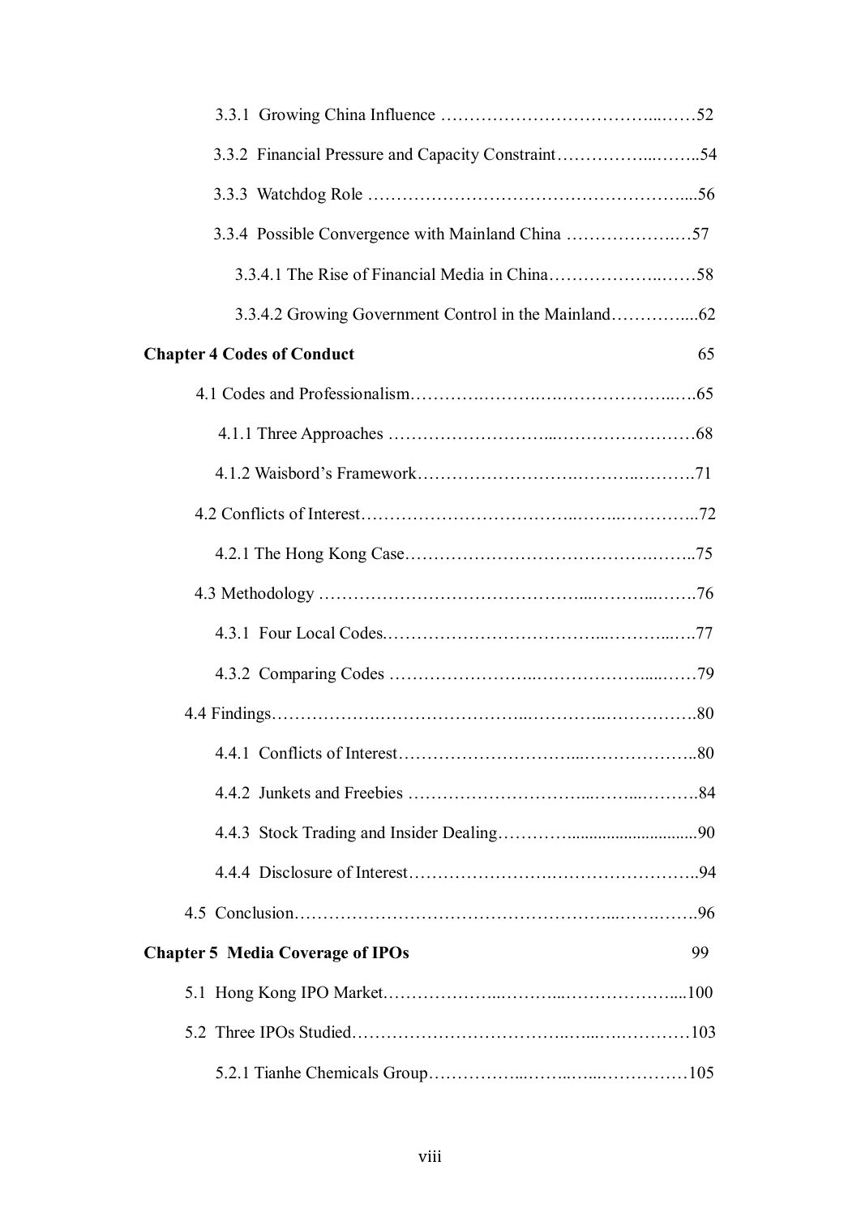3.3.1 Growing China Influence ……………………………….……52

3.3.2 Financial Pressure and Capacity Constraint……………..……..54

3.3.3 Watchdog Role ……………………………………………....56

3.3.4 Possible Convergence with Mainland China ………………..…57

3.3.4.1 The Rise of Financial Media in China………………..……58

3.3.4.2 Growing Government Control in the Mainland…………....62

**Chapter 4 Codes of Conduct** 65

4.1 Codes and Professionalism……………………………………..….65

4.1.1 Three Approaches ………………………...……………………68

4.1.2 Waisbord's Framework……………………….……..……….71

4.2 Conflicts of Interest………………………………..……..…………..72

4.2.1 The Hong Kong Case……………………………………….……..75

4.3 Methodology ……………………………………...………...…….76

4.3.1 Four Local Codes.………………………………...………...….77

4.3.2 Comparing Codes ……………………..……………….....……79

4.4 Findings……………….……………………..…………..…………….80

4.4.1 Conflicts of Interest…………………………...………………..80

4.4.2 Junkets and Freebies …………………………...……...……….84

4.4.3 Stock Trading and Insider Dealing…………............................90

4.4.4 Disclosure of Interest…………………….……………………..94

4.5 Conclusion………………………………………………...…….…….96

**Chapter 5 Media Coverage of IPOs** 99

5.1 Hong Kong IPO Market.………………..………..………………....100

5.2 Three IPOs Studied……………………………..…...….…………103

5.2.1 Tianhe Chemicals Group……………..……..…...……………105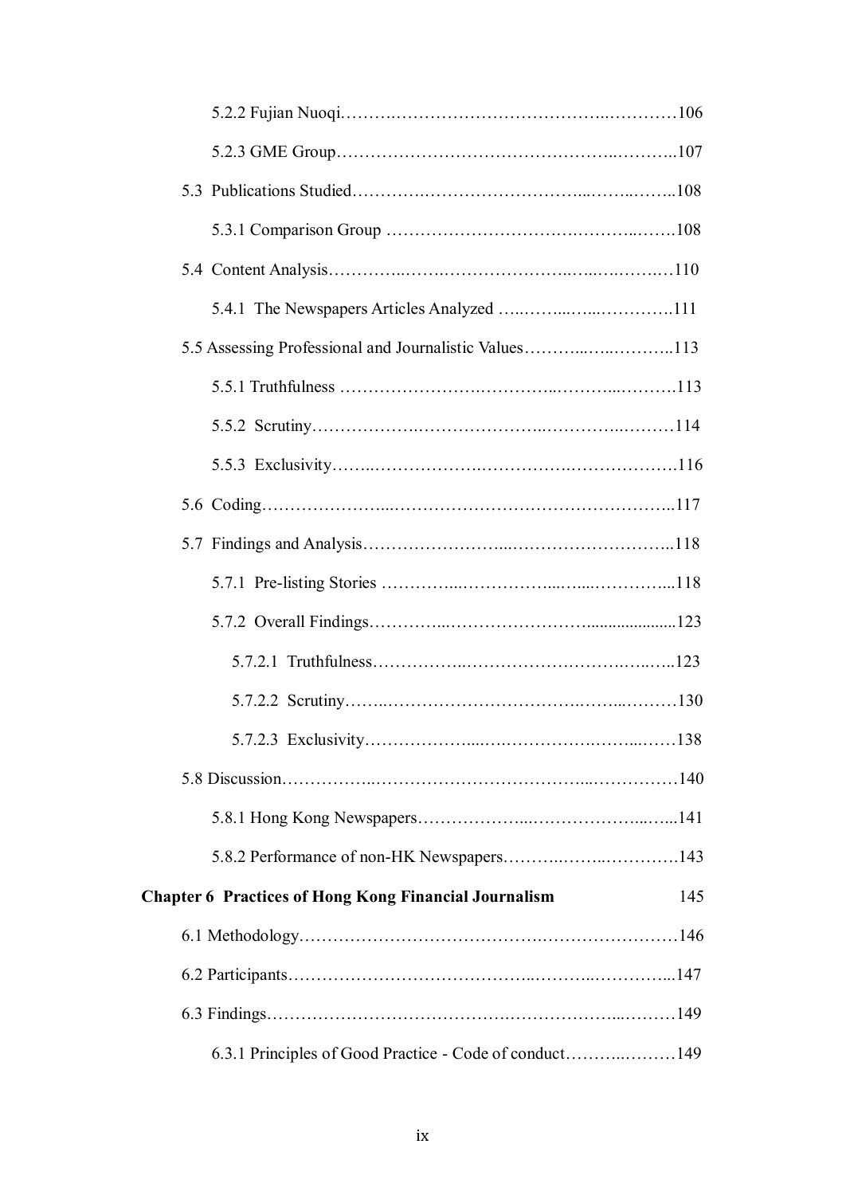5.2.2 Fujian Nuoqi……………………………………………………106

5.2.3 GME Group……………………………………………………107

5.3 Publications Studied………………………………………………108

5.3.1 Comparison Group …………………………………………108

5.4 Content Analysis……………………………………………………110

5.4.1 The Newspapers Articles Analyzed ……………………………111

5.5 Assessing Professional and Journalistic Values……………………113

5.5.1 Truthfulness ……………………………………………………113

5.5.2 Scrutiny…………………………………………………………114

5.5.3 Exclusivity………………………………………………………116

5.6 Coding…………………………………………………………………117

5.7 Findings and Analysis………………………………………………118

5.7.1 Pre-listing Stories ………………………………………………118

5.7.2 Overall Findings…………………………………………………123

5.7.2.1 Truthfulness…………………………………………………123

5.7.2.2 Scrutiny………………………………………………………130

5.7.2.3 Exclusivity……………………………………………………138

5.8 Discussion……………………………………………………………140

5.8.1 Hong Kong Newspapers…………………………………………141

5.8.2 Performance of non-HK Newspapers……………………………143

**Chapter 6 Practices of Hong Kong Financial Journalism** 145

6.1 Methodology…………………………………………………………146

6.2 Participants……………………………………………………………147

6.3 Findings………………………………………………………………149

6.3.1 Principles of Good Practice - Code of conduct…………………149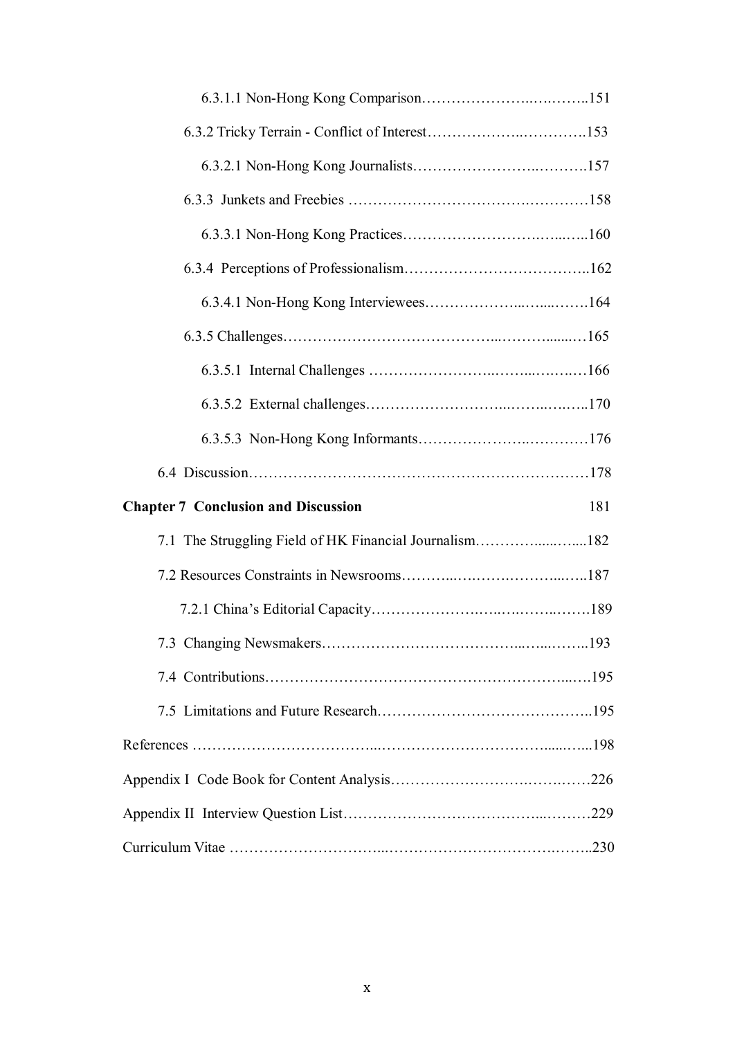6.3.1.1 Non-Hong Kong Comparison……………………..….……..151

6.3.2 Tricky Terrain - Conflict of Interest………………..………….153

6.3.2.1 Non-Hong Kong Journalists……………………..………..157

6.3.3 Junkets and Freebies ……………………………….…………158

6.3.3.1 Non-Hong Kong Practices……………………….…...…..160

6.3.4 Perceptions of Professionalism………………………………..162

6.3.4.1 Non-Hong Kong Interviewees………………...…...…….164

6.3.5 Challenges……………………………………...………........…165

6.3.5.1 Internal Challenges ……………………..……...….….…166

6.3.5.2 External challenges……………………...……...….…..170

6.3.5.3 Non-Hong Kong Informants…………….……..…………176

6.4 Discussion……………………………………………………………178

**Chapter 7 Conclusion and Discussion** 181

7.1 The Struggling Field of HK Financial Journalism…………......…....182

7.2 Resources Constraints in Newsrooms………...…….………...…..187

7.2.1 China's Editorial Capacity…………………….…..…….….….189

7.3 Changing Newsmakers…………………………………...…...……..193

7.4 Contributions……………………………………………………...….195

7.5 Limitations and Future Research……………………………………..195

References ……………………………...………………………….......…...198

Appendix I Code Book for Content Analysis…………………….…….….…226

Appendix II Interview Question List………………………………...………229

Curriculum Vitae …………………………...…………………………….……..230